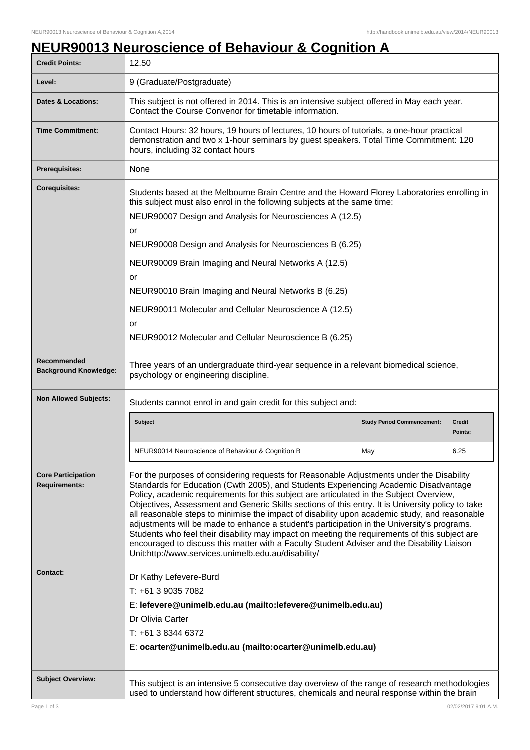# NEUR90013 Neuroscience of Behaviour & Cognition A

| | |
|---|---|
| **Credit Points:** | 12.50 |
| **Level:** | 9 (Graduate/Postgraduate) |
| **Dates & Locations:** | This subject is not offered in 2014. This is an intensive subject offered in May each year. Contact the Course Convenor for timetable information. |
| **Time Commitment:** | Contact Hours: 32 hours, 19 hours of lectures, 10 hours of tutorials, a one-hour practical demonstration and two x 1-hour seminars by guest speakers. Total Time Commitment: 120 hours, including 32 contact hours |
| **Prerequisites:** | None |
| **Corequisites:** | Students based at the Melbourne Brain Centre and the Howard Florey Laboratories enrolling in this subject must also enrol in the following subjects at the same time:<br>NEUR90007 Design and Analysis for Neurosciences A (12.5)<br>or<br>NEUR90008 Design and Analysis for Neurosciences B (6.25)<br>NEUR90009 Brain Imaging and Neural Networks A (12.5)<br>or<br>NEUR90010 Brain Imaging and Neural Networks B (6.25)<br>NEUR90011 Molecular and Cellular Neuroscience A (12.5)<br>or<br>NEUR90012 Molecular and Cellular Neuroscience B (6.25) |
| **Recommended Background Knowledge:** | Three years of an undergraduate third-year sequence in a relevant biomedical science, psychology or engineering discipline. |
| **Non Allowed Subjects:** | Students cannot enrol in and gain credit for this subject and: |

| Subject | Study Period Commencement: | Credit Points: |
|---|---|---|
| NEUR90014 Neuroscience of Behaviour & Cognition B | May | 6.25 |

| | |
|---|---|
| **Core Participation Requirements:** | For the purposes of considering requests for Reasonable Adjustments under the Disability Standards for Education (Cwth 2005), and Students Experiencing Academic Disadvantage Policy, academic requirements for this subject are articulated in the Subject Overview, Objectives, Assessment and Generic Skills sections of this entry. It is University policy to take all reasonable steps to minimise the impact of disability upon academic study, and reasonable adjustments will be made to enhance a student's participation in the University's programs. Students who feel their disability may impact on meeting the requirements of this subject are encouraged to discuss this matter with a Faculty Student Adviser and the Disability Liaison Unit:http://www.services.unimelb.edu.au/disability/ |
| **Contact:** | Dr Kathy Lefevere-Burd<br>T: +61 3 9035 7082<br>E: **lefevere@unimelb.edu.au (mailto:lefevere@unimelb.edu.au)**<br>Dr Olivia Carter<br>T: +61 3 8344 6372<br>E: **ocarter@unimelb.edu.au (mailto:ocarter@unimelb.edu.au)** |
| **Subject Overview:** | This subject is an intensive 5 consecutive day overview of the range of research methodologies used to understand how different structures, chemicals and neural response within the brain |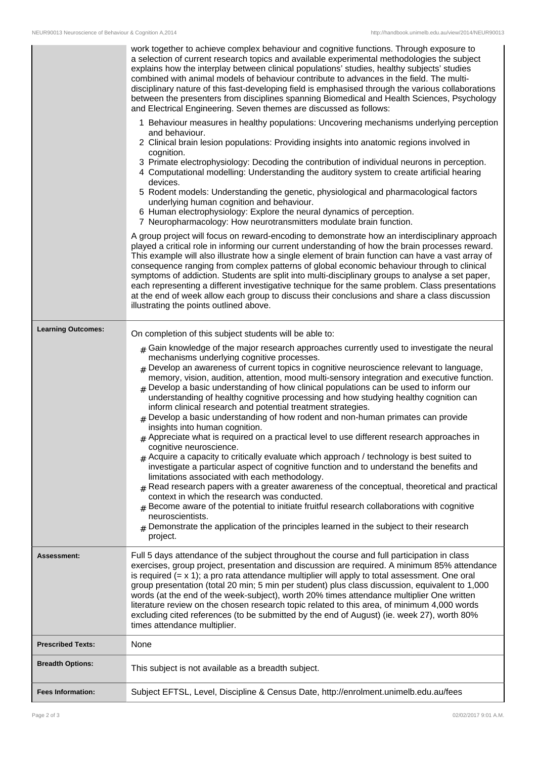| | |
|---|---|
| | work together to achieve complex behaviour and cognitive functions. Through exposure to a selection of current research topics and available experimental methodologies the subject explains how the interplay between clinical populations' studies, healthy subjects' studies combined with animal models of behaviour contribute to advances in the field. The multi-disciplinary nature of this fast-developing field is emphasised through the various collaborations between the presenters from disciplines spanning Biomedical and Health Sciences, Psychology and Electrical Engineering. Seven themes are discussed as follows:<br><br>1 Behaviour measures in healthy populations: Uncovering mechanisms underlying perception and behaviour.<br>2 Clinical brain lesion populations: Providing insights into anatomic regions involved in cognition.<br>3 Primate electrophysiology: Decoding the contribution of individual neurons in perception.<br>4 Computational modelling: Understanding the auditory system to create artificial hearing devices.<br>5 Rodent models: Understanding the genetic, physiological and pharmacological factors underlying human cognition and behaviour.<br>6 Human electrophysiology: Explore the neural dynamics of perception.<br>7 Neuropharmacology: How neurotransmitters modulate brain function.<br><br>A group project will focus on reward-encoding to demonstrate how an interdisciplinary approach played a critical role in informing our current understanding of how the brain processes reward. This example will also illustrate how a single element of brain function can have a vast array of consequence ranging from complex patterns of global economic behaviour through to clinical symptoms of addiction. Students are split into multi-disciplinary groups to analyse a set paper, each representing a different investigative technique for the same problem. Class presentations at the end of week allow each group to discuss their conclusions and share a class discussion illustrating the points outlined above. |
| **Learning Outcomes:** | On completion of this subject students will be able to:<br><br># Gain knowledge of the major research approaches currently used to investigate the neural mechanisms underlying cognitive processes.<br># Develop an awareness of current topics in cognitive neuroscience relevant to language, memory, vision, audition, attention, mood multi-sensory integration and executive function.<br># Develop a basic understanding of how clinical populations can be used to inform our understanding of healthy cognitive processing and how studying healthy cognition can inform clinical research and potential treatment strategies.<br># Develop a basic understanding of how rodent and non-human primates can provide insights into human cognition.<br># Appreciate what is required on a practical level to use different research approaches in cognitive neuroscience.<br># Acquire a capacity to critically evaluate which approach / technology is best suited to investigate a particular aspect of cognitive function and to understand the benefits and limitations associated with each methodology.<br># Read research papers with a greater awareness of the conceptual, theoretical and practical context in which the research was conducted.<br># Become aware of the potential to initiate fruitful research collaborations with cognitive neuroscientists.<br># Demonstrate the application of the principles learned in the subject to their research project. |
| **Assessment:** | Full 5 days attendance of the subject throughout the course and full participation in class exercises, group project, presentation and discussion are required. A minimum 85% attendance is required (= x 1); a pro rata attendance multiplier will apply to total assessment. One oral group presentation (total 20 min; 5 min per student) plus class discussion, equivalent to 1,000 words (at the end of the week-subject), worth 20% times attendance multiplier One written literature review on the chosen research topic related to this area, of minimum 4,000 words excluding cited references (to be submitted by the end of August) (ie. week 27), worth 80% times attendance multiplier. |
| **Prescribed Texts:** | None |
| **Breadth Options:** | This subject is not available as a breadth subject. |
| **Fees Information:** | Subject EFTSL, Level, Discipline & Census Date, http://enrolment.unimelb.edu.au/fees |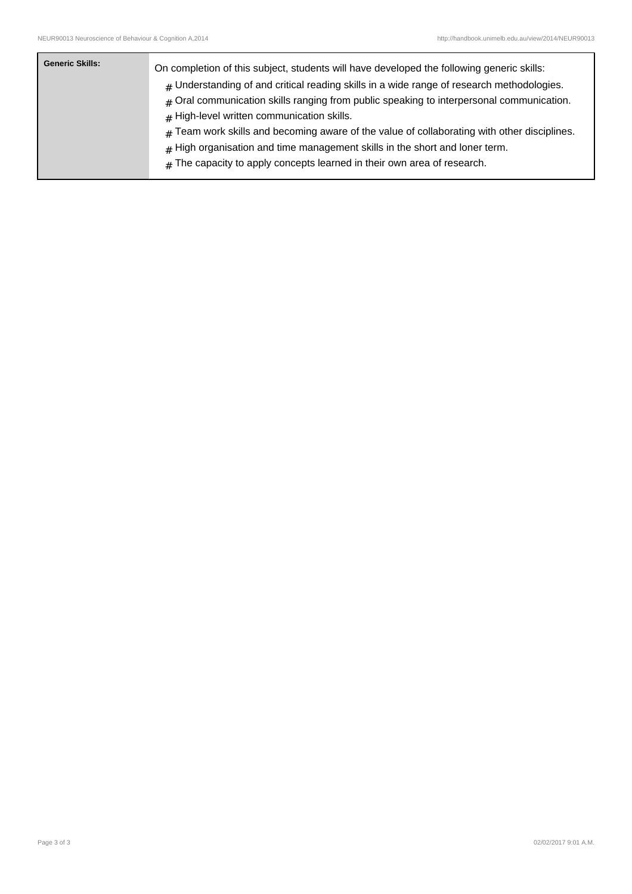| | |
|---|---|
| **Generic Skills:** | On completion of this subject, students will have developed the following generic skills:<br># Understanding of and critical reading skills in a wide range of research methodologies.<br># Oral communication skills ranging from public speaking to interpersonal communication.<br># High-level written communication skills.<br># Team work skills and becoming aware of the value of collaborating with other disciplines.<br># High organisation and time management skills in the short and loner term.<br># The capacity to apply concepts learned in their own area of research. |